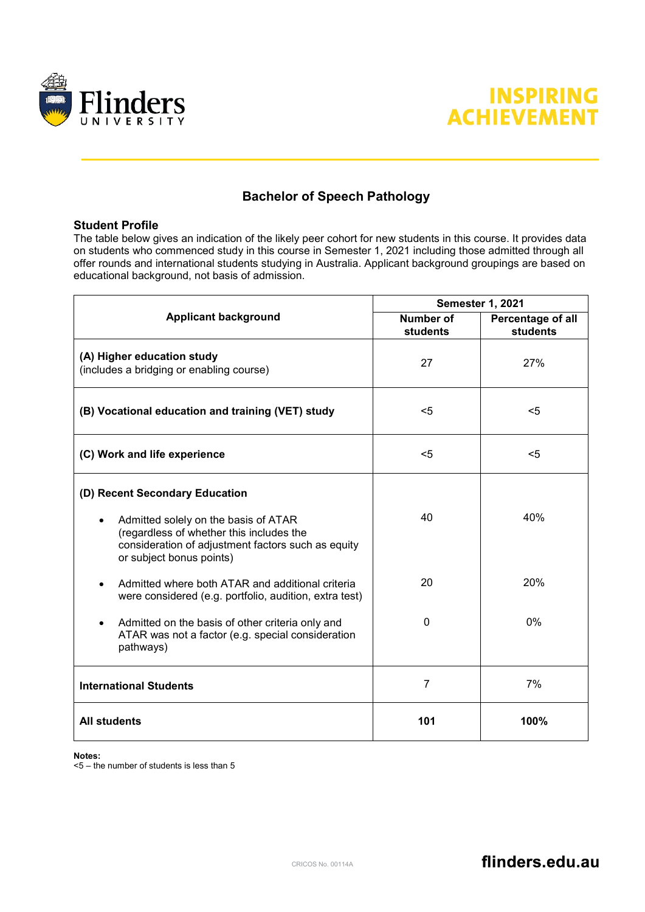# Bachelor of Speech Pathology

## Student Profile

The table below gives an indication of the likely peer cohort for new students in this course. It provides data on students who commenced study in this course in Semester 1, 2021 including those admitted through all offer rounds and international students studying in Australia. Applicant background groupings are based on educational background, not basis of admission.

| Applicant background | Semester 1, 2021 | |
|---|---|---|
| | Number of students | Percentage of all students |
| **(A) Higher education study** (includes a bridging or enabling course) | 27 | 27% |
| **(B) Vocational education and training (VET) study** | <5 | <5 |
| **(C) Work and life experience** | <5 | <5 |
| **(D) Recent Secondary Education** | | |
| • Admitted solely on the basis of ATAR (regardless of whether this includes the consideration of adjustment factors such as equity or subject bonus points) | 40 | 40% |
| • Admitted where both ATAR and additional criteria were considered (e.g. portfolio, audition, extra test) | 20 | 20% |
| • Admitted on the basis of other criteria only and ATAR was not a factor (e.g. special consideration pathways) | 0 | 0% |
| **International Students** | 7 | 7% |
| **All students** | **101** | **100%** |

**Notes:**
<5 – the number of students is less than 5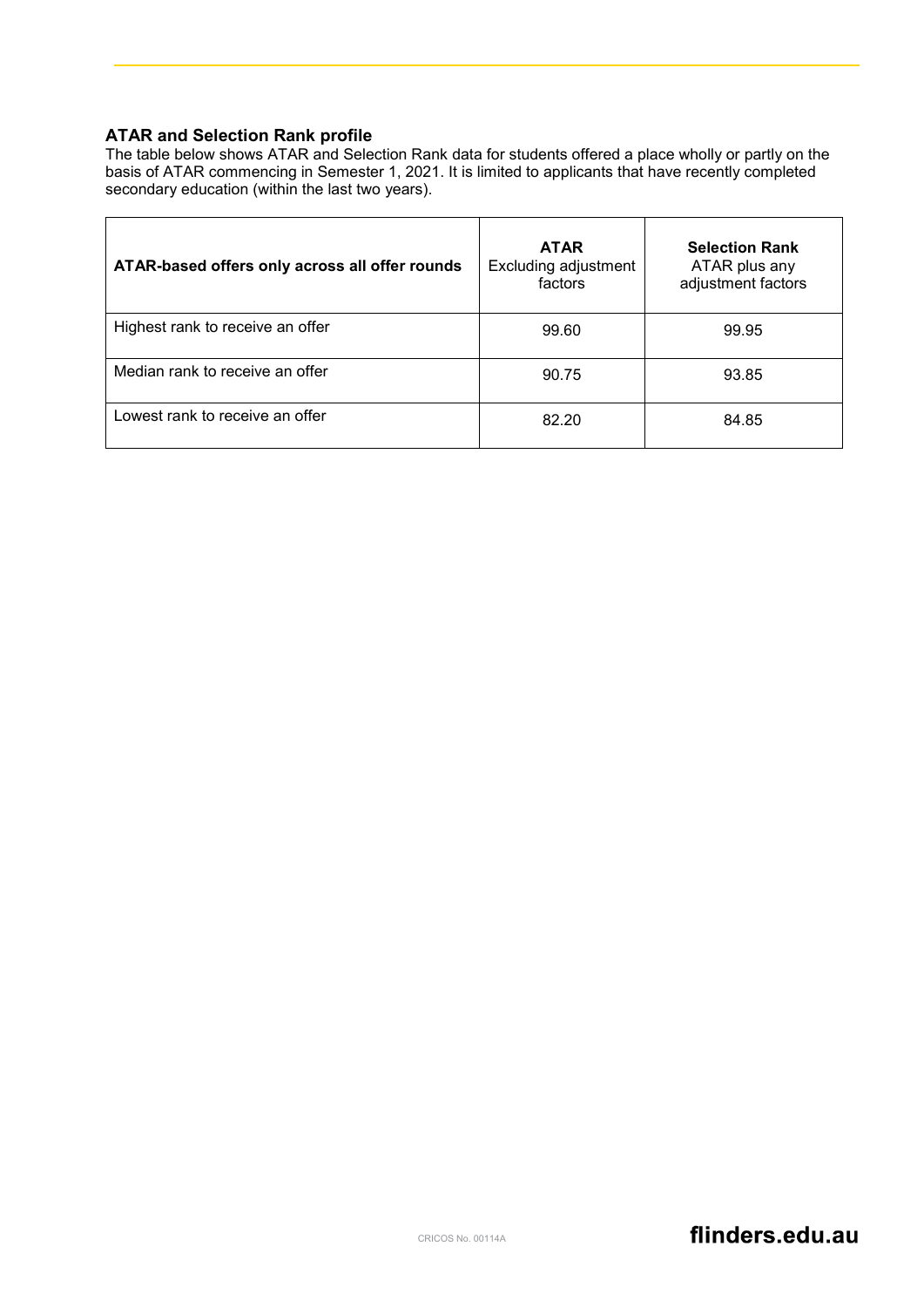### ATAR and Selection Rank profile

The table below shows ATAR and Selection Rank data for students offered a place wholly or partly on the basis of ATAR commencing in Semester 1, 2021. It is limited to applicants that have recently completed secondary education (within the last two years).

| **ATAR-based offers only across all offer rounds** | **ATAR** Excluding adjustment factors | **Selection Rank** ATAR plus any adjustment factors |
|---|---|---|
| Highest rank to receive an offer | 99.60 | 99.95 |
| Median rank to receive an offer | 90.75 | 93.85 |
| Lowest rank to receive an offer | 82.20 | 84.85 |

CRICOS No. 00114A

**flinders.edu.au**